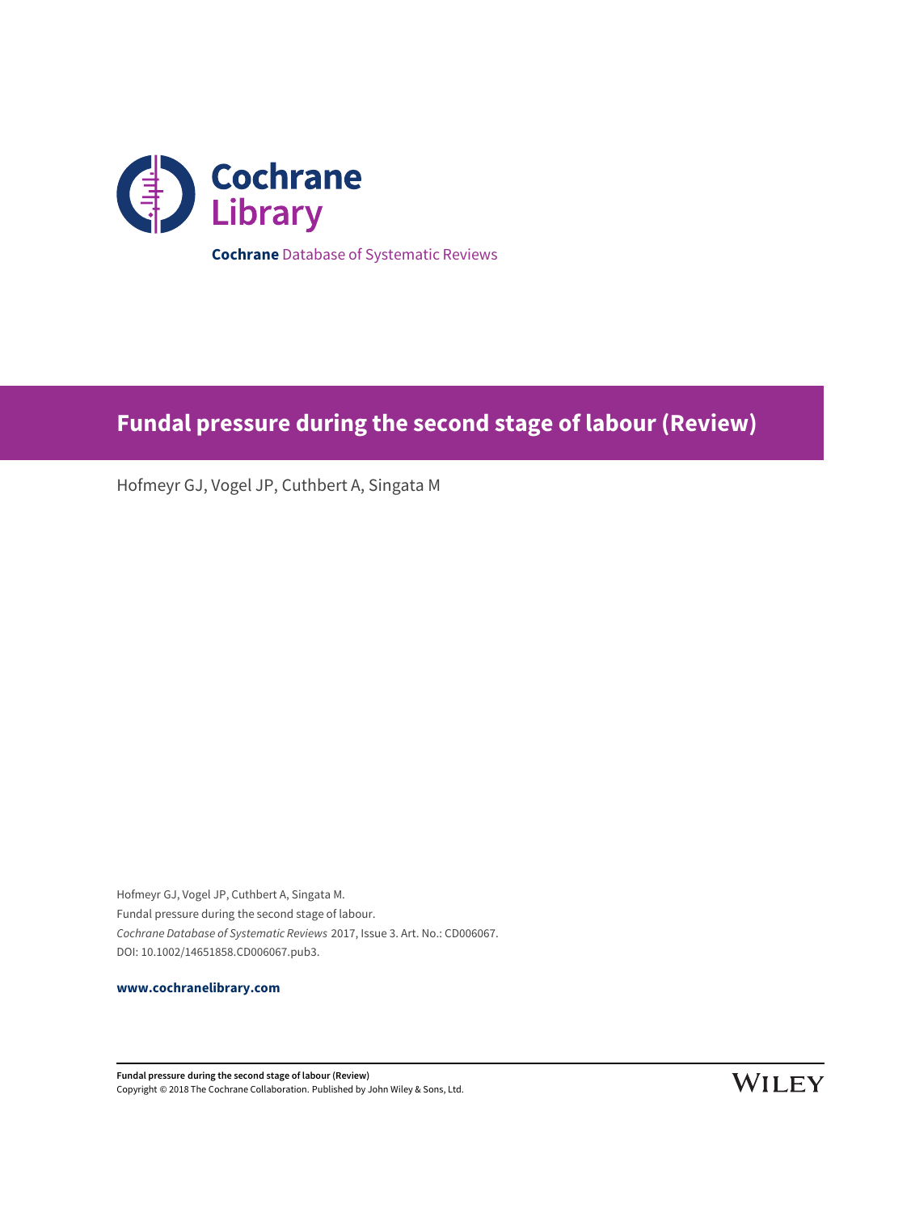Cochrane Library

**Cochrane** Database of Systematic Reviews

# Fundal pressure during the second stage of labour (Review)

Hofmeyr GJ, Vogel JP, Cuthbert A, Singata M

Hofmeyr GJ, Vogel JP, Cuthbert A, Singata M.
Fundal pressure during the second stage of labour.
*Cochrane Database of Systematic Reviews* 2017, Issue 3. Art. No.: CD006067.
DOI: 10.1002/14651858.CD006067.pub3.

**www.cochranelibrary.com**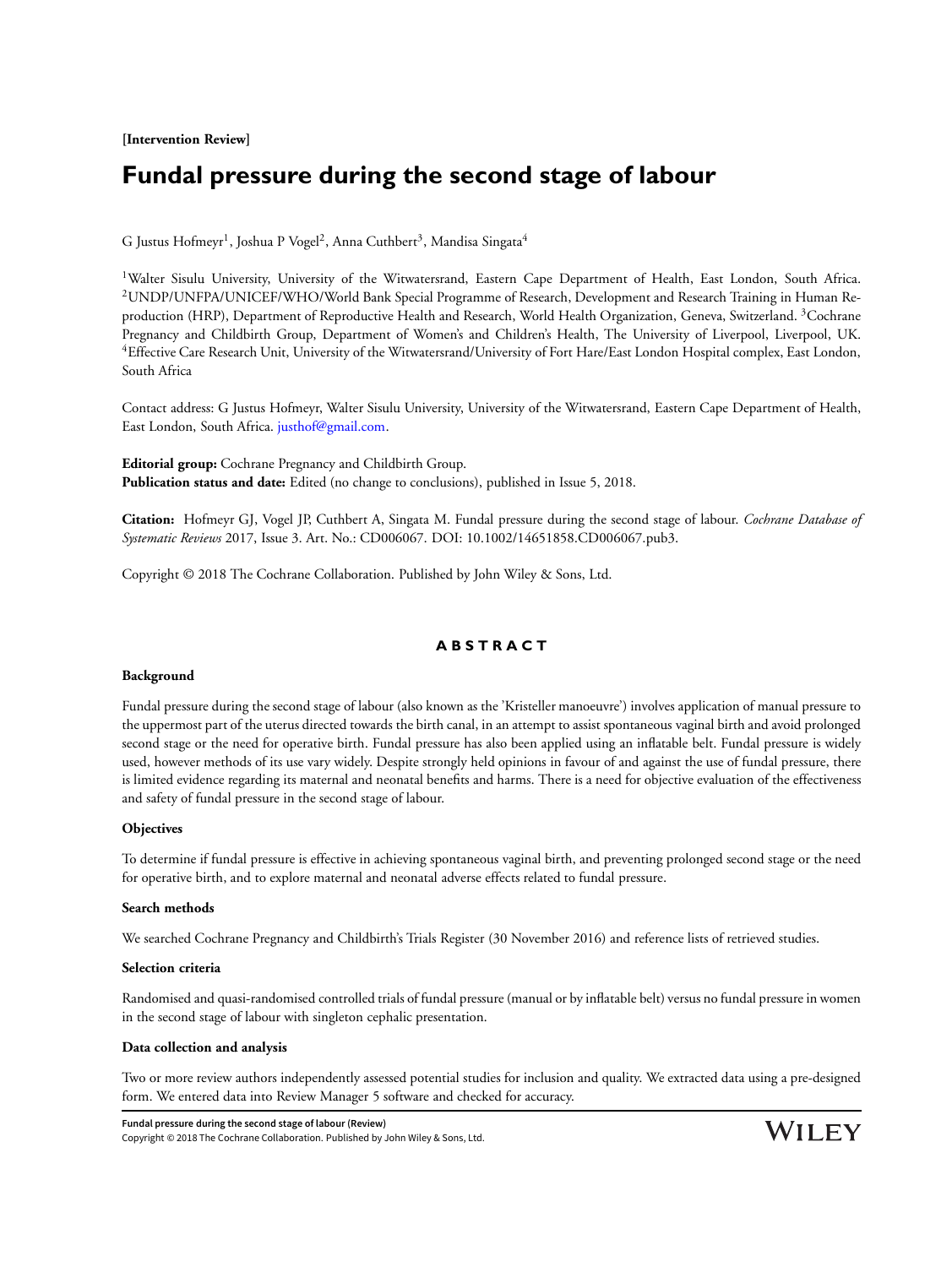**[Intervention Review]**

# Fundal pressure during the second stage of labour

G Justus Hofmeyr[1], Joshua P Vogel[2], Anna Cuthbert[3], Mandisa Singata[4]

[1]Walter Sisulu University, University of the Witwatersrand, Eastern Cape Department of Health, East London, South Africa. [2]UNDP/UNFPA/UNICEF/WHO/World Bank Special Programme of Research, Development and Research Training in Human Reproduction (HRP), Department of Reproductive Health and Research, World Health Organization, Geneva, Switzerland. [3]Cochrane Pregnancy and Childbirth Group, Department of Women's and Children's Health, The University of Liverpool, Liverpool, UK. [4]Effective Care Research Unit, University of the Witwatersrand/University of Fort Hare/East London Hospital complex, East London, South Africa

Contact address: G Justus Hofmeyr, Walter Sisulu University, University of the Witwatersrand, Eastern Cape Department of Health, East London, South Africa. justhof@gmail.com.

**Editorial group:** Cochrane Pregnancy and Childbirth Group.
**Publication status and date:** Edited (no change to conclusions), published in Issue 5, 2018.

**Citation:** Hofmeyr GJ, Vogel JP, Cuthbert A, Singata M. Fundal pressure during the second stage of labour. *Cochrane Database of Systematic Reviews* 2017, Issue 3. Art. No.: CD006067. DOI: 10.1002/14651858.CD006067.pub3.

Copyright © 2018 The Cochrane Collaboration. Published by John Wiley & Sons, Ltd.

## ABSTRACT

### Background

Fundal pressure during the second stage of labour (also known as the 'Kristeller manoeuvre') involves application of manual pressure to the uppermost part of the uterus directed towards the birth canal, in an attempt to assist spontaneous vaginal birth and avoid prolonged second stage or the need for operative birth. Fundal pressure has also been applied using an inflatable belt. Fundal pressure is widely used, however methods of its use vary widely. Despite strongly held opinions in favour of and against the use of fundal pressure, there is limited evidence regarding its maternal and neonatal benefits and harms. There is a need for objective evaluation of the effectiveness and safety of fundal pressure in the second stage of labour.

### Objectives

To determine if fundal pressure is effective in achieving spontaneous vaginal birth, and preventing prolonged second stage or the need for operative birth, and to explore maternal and neonatal adverse effects related to fundal pressure.

### Search methods

We searched Cochrane Pregnancy and Childbirth's Trials Register (30 November 2016) and reference lists of retrieved studies.

### Selection criteria

Randomised and quasi-randomised controlled trials of fundal pressure (manual or by inflatable belt) versus no fundal pressure in women in the second stage of labour with singleton cephalic presentation.

### Data collection and analysis

Two or more review authors independently assessed potential studies for inclusion and quality. We extracted data using a pre-designed form. We entered data into Review Manager 5 software and checked for accuracy.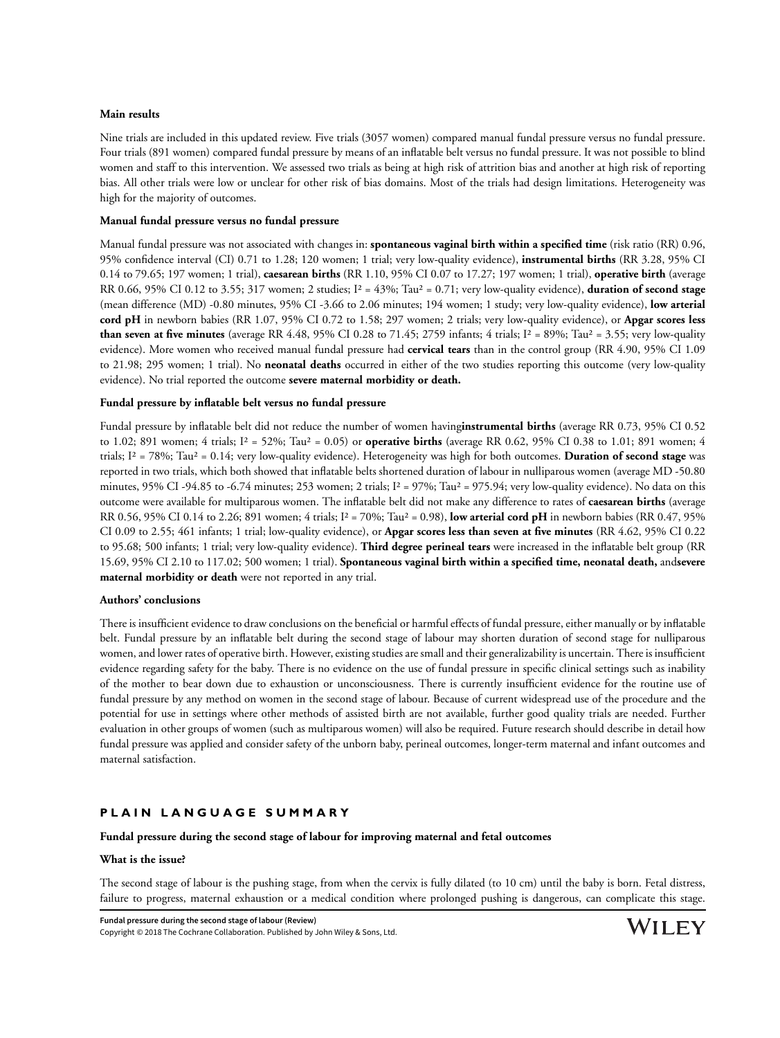**Main results**

Nine trials are included in this updated review. Five trials (3057 women) compared manual fundal pressure versus no fundal pressure. Four trials (891 women) compared fundal pressure by means of an inflatable belt versus no fundal pressure. It was not possible to blind women and staff to this intervention. We assessed two trials as being at high risk of attrition bias and another at high risk of reporting bias. All other trials were low or unclear for other risk of bias domains. Most of the trials had design limitations. Heterogeneity was high for the majority of outcomes.

**Manual fundal pressure versus no fundal pressure**

Manual fundal pressure was not associated with changes in: **spontaneous vaginal birth within a specified time** (risk ratio (RR) 0.96, 95% confidence interval (CI) 0.71 to 1.28; 120 women; 1 trial; very low-quality evidence), **instrumental births** (RR 3.28, 95% CI 0.14 to 79.65; 197 women; 1 trial), **caesarean births** (RR 1.10, 95% CI 0.07 to 17.27; 197 women; 1 trial), **operative birth** (average RR 0.66, 95% CI 0.12 to 3.55; 317 women; 2 studies; $I^2$ = 43%; $Tau^2$ = 0.71; very low-quality evidence), **duration of second stage** (mean difference (MD) -0.80 minutes, 95% CI -3.66 to 2.06 minutes; 194 women; 1 study; very low-quality evidence), **low arterial cord pH** in newborn babies (RR 1.07, 95% CI 0.72 to 1.58; 297 women; 2 trials; very low-quality evidence), or **Apgar scores less than seven at five minutes** (average RR 4.48, 95% CI 0.28 to 71.45; 2759 infants; 4 trials; $I^2$ = 89%; $Tau^2$ = 3.55; very low-quality evidence). More women who received manual fundal pressure had **cervical tears** than in the control group (RR 4.90, 95% CI 1.09 to 21.98; 295 women; 1 trial). No **neonatal deaths** occurred in either of the two studies reporting this outcome (very low-quality evidence). No trial reported the outcome **severe maternal morbidity or death.**

**Fundal pressure by inflatable belt versus no fundal pressure**

Fundal pressure by inflatable belt did not reduce the number of women having**instrumental births** (average RR 0.73, 95% CI 0.52 to 1.02; 891 women; 4 trials; $I^2$ = 52%; $Tau^2$ = 0.05) or **operative births** (average RR 0.62, 95% CI 0.38 to 1.01; 891 women; 4 trials; $I^2$ = 78%; $Tau^2$ = 0.14; very low-quality evidence). Heterogeneity was high for both outcomes. **Duration of second stage** was reported in two trials, which both showed that inflatable belts shortened duration of labour in nulliparous women (average MD -50.80 minutes, 95% CI -94.85 to -6.74 minutes; 253 women; 2 trials; $I^2$ = 97%; $Tau^2$ = 975.94; very low-quality evidence). No data on this outcome were available for multiparous women. The inflatable belt did not make any difference to rates of **caesarean births** (average RR 0.56, 95% CI 0.14 to 2.26; 891 women; 4 trials; $I^2$ = 70%; $Tau^2$ = 0.98), **low arterial cord pH** in newborn babies (RR 0.47, 95% CI 0.09 to 2.55; 461 infants; 1 trial; low-quality evidence), or **Apgar scores less than seven at five minutes** (RR 4.62, 95% CI 0.22 to 95.68; 500 infants; 1 trial; very low-quality evidence). **Third degree perineal tears** were increased in the inflatable belt group (RR 15.69, 95% CI 2.10 to 117.02; 500 women; 1 trial). **Spontaneous vaginal birth within a specified time, neonatal death,** and**severe maternal morbidity or death** were not reported in any trial.

**Authors' conclusions**

There is insufficient evidence to draw conclusions on the beneficial or harmful effects of fundal pressure, either manually or by inflatable belt. Fundal pressure by an inflatable belt during the second stage of labour may shorten duration of second stage for nulliparous women, and lower rates of operative birth. However, existing studies are small and their generalizability is uncertain. There is insufficient evidence regarding safety for the baby. There is no evidence on the use of fundal pressure in specific clinical settings such as inability of the mother to bear down due to exhaustion or unconsciousness. There is currently insufficient evidence for the routine use of fundal pressure by any method on women in the second stage of labour. Because of current widespread use of the procedure and the potential for use in settings where other methods of assisted birth are not available, further good quality trials are needed. Further evaluation in other groups of women (such as multiparous women) will also be required. Future research should describe in detail how fundal pressure was applied and consider safety of the unborn baby, perineal outcomes, longer-term maternal and infant outcomes and maternal satisfaction.

## PLAIN LANGUAGE SUMMARY

**Fundal pressure during the second stage of labour for improving maternal and fetal outcomes**

**What is the issue?**

The second stage of labour is the pushing stage, from when the cervix is fully dilated (to 10 cm) until the baby is born. Fetal distress, failure to progress, maternal exhaustion or a medical condition where prolonged pushing is dangerous, can complicate this stage.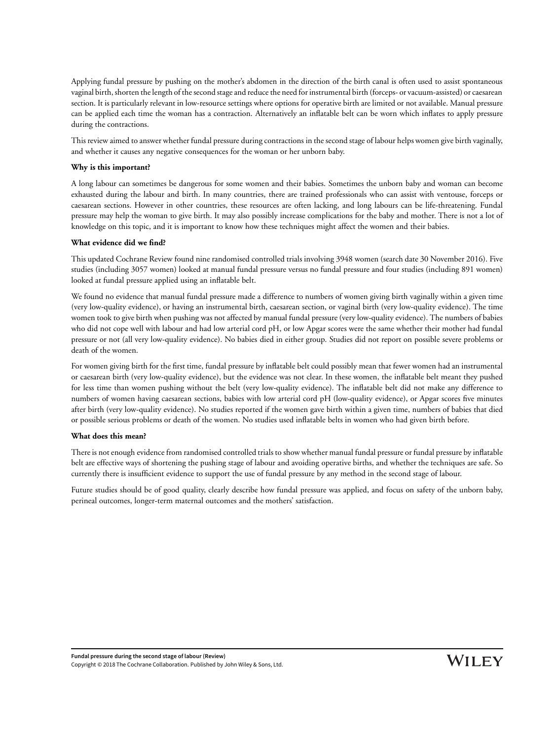Applying fundal pressure by pushing on the mother's abdomen in the direction of the birth canal is often used to assist spontaneous vaginal birth, shorten the length of the second stage and reduce the need for instrumental birth (forceps- or vacuum-assisted) or caesarean section. It is particularly relevant in low-resource settings where options for operative birth are limited or not available. Manual pressure can be applied each time the woman has a contraction. Alternatively an inflatable belt can be worn which inflates to apply pressure during the contractions.

This review aimed to answer whether fundal pressure during contractions in the second stage of labour helps women give birth vaginally, and whether it causes any negative consequences for the woman or her unborn baby.

**Why is this important?**

A long labour can sometimes be dangerous for some women and their babies. Sometimes the unborn baby and woman can become exhausted during the labour and birth. In many countries, there are trained professionals who can assist with ventouse, forceps or caesarean sections. However in other countries, these resources are often lacking, and long labours can be life-threatening. Fundal pressure may help the woman to give birth. It may also possibly increase complications for the baby and mother. There is not a lot of knowledge on this topic, and it is important to know how these techniques might affect the women and their babies.

**What evidence did we find?**

This updated Cochrane Review found nine randomised controlled trials involving 3948 women (search date 30 November 2016). Five studies (including 3057 women) looked at manual fundal pressure versus no fundal pressure and four studies (including 891 women) looked at fundal pressure applied using an inflatable belt.

We found no evidence that manual fundal pressure made a difference to numbers of women giving birth vaginally within a given time (very low-quality evidence), or having an instrumental birth, caesarean section, or vaginal birth (very low-quality evidence). The time women took to give birth when pushing was not affected by manual fundal pressure (very low-quality evidence). The numbers of babies who did not cope well with labour and had low arterial cord pH, or low Apgar scores were the same whether their mother had fundal pressure or not (all very low-quality evidence). No babies died in either group. Studies did not report on possible severe problems or death of the women.

For women giving birth for the first time, fundal pressure by inflatable belt could possibly mean that fewer women had an instrumental or caesarean birth (very low-quality evidence), but the evidence was not clear. In these women, the inflatable belt meant they pushed for less time than women pushing without the belt (very low-quality evidence). The inflatable belt did not make any difference to numbers of women having caesarean sections, babies with low arterial cord pH (low-quality evidence), or Apgar scores five minutes after birth (very low-quality evidence). No studies reported if the women gave birth within a given time, numbers of babies that died or possible serious problems or death of the women. No studies used inflatable belts in women who had given birth before.

**What does this mean?**

There is not enough evidence from randomised controlled trials to show whether manual fundal pressure or fundal pressure by inflatable belt are effective ways of shortening the pushing stage of labour and avoiding operative births, and whether the techniques are safe. So currently there is insufficient evidence to support the use of fundal pressure by any method in the second stage of labour.

Future studies should be of good quality, clearly describe how fundal pressure was applied, and focus on safety of the unborn baby, perineal outcomes, longer-term maternal outcomes and the mothers' satisfaction.